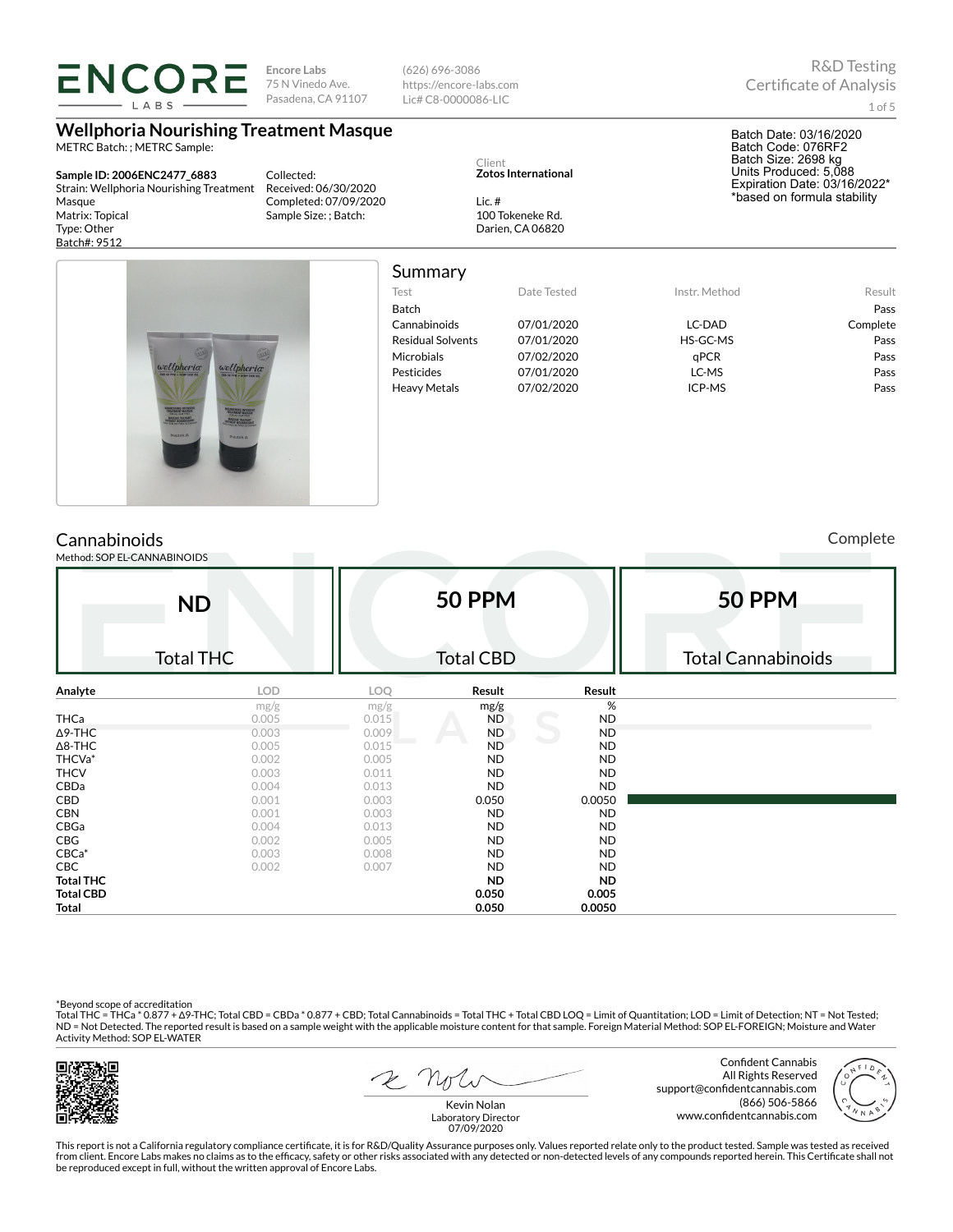# ENCORE LABS

**Encore Labs**
75 N Vinedo Ave.
Pasadena, CA 91107

(626) 696-3086
https://encore-labs.com
Lic# C8-0000086-LIC

R&D Testing
Certificate of Analysis

## Wellphoria Nourishing Treatment Masque

METRC Batch: ; METRC Sample:

**Sample ID: 2006ENC2477_6883**
Strain: Wellphoria Nourishing Treatment Masque
Matrix: Topical
Type: Other
Batch#: 9512

Collected:
Received: 06/30/2020
Completed: 07/09/2020
Sample Size: ; Batch:

Client
**Zotos International**

Lic. #
100 Tokeneke Rd.
Darien, CA 06820

Batch Date: 03/16/2020
Batch Code: 076RF2
Batch Size: 2698 kg
Units Produced: 5,088
Expiration Date: 03/16/2022*
*based on formula stability

## Summary

| Test | Date Tested | Instr. Method | Result |
|---|---|---|---|
| Batch | | | Pass |
| Cannabinoids | 07/01/2020 | LC-DAD | Complete |
| Residual Solvents | 07/01/2020 | HS-GC-MS | Pass |
| Microbials | 07/02/2020 | qPCR | Pass |
| Pesticides | 07/01/2020 | LC-MS | Pass |
| Heavy Metals | 07/02/2020 | ICP-MS | Pass |

## Cannabinoids

Complete

Method: SOP EL-CANNABINOIDS

| **ND** | **50 PPM** | **50 PPM** |
|---|---|---|
| Total THC | Total CBD | Total Cannabinoids |

| Analyte | LOD | LOQ | Result | Result |
|---|---|---|---|---|
| | mg/g | mg/g | mg/g | % |
| THCa | 0.005 | 0.015 | ND | ND |
| Δ9-THC | 0.003 | 0.009 | ND | ND |
| Δ8-THC | 0.005 | 0.015 | ND | ND |
| THCVa* | 0.002 | 0.005 | ND | ND |
| THCV | 0.003 | 0.011 | ND | ND |
| CBDa | 0.004 | 0.013 | ND | ND |
| CBD | 0.001 | 0.003 | 0.050 | 0.0050 |
| CBN | 0.001 | 0.003 | ND | ND |
| CBGa | 0.004 | 0.013 | ND | ND |
| CBG | 0.002 | 0.005 | ND | ND |
| CBCa* | 0.003 | 0.008 | ND | ND |
| CBC | 0.002 | 0.007 | ND | ND |
| **Total THC** | | | **ND** | **ND** |
| **Total CBD** | | | **0.050** | **0.005** |
| **Total** | | | **0.050** | **0.0050** |

*Beyond scope of accreditation
Total THC = THCa * 0.877 + Δ9-THC; Total CBD = CBDa * 0.877 + CBD; Total Cannabinoids = Total THC + Total CBD LOQ = Limit of Quantitation; LOD = Limit of Detection; NT = Not Tested; ND = Not Detected. The reported result is based on a sample weight with the applicable moisture content for that sample. Foreign Material Method: SOP EL-FOREIGN; Moisture and Water Activity Method: SOP EL-WATER

Kevin Nolan
Laboratory Director
07/09/2020

Confident Cannabis
All Rights Reserved
support@confidentcannabis.com
(866) 506-5866
www.confidentcannabis.com

This report is not a California regulatory compliance certificate, it is for R&D/Quality Assurance purposes only. Values reported relate only to the product tested. Sample was tested as received from client. Encore Labs makes no claims as to the efficacy, safety or other risks associated with any detected or non-detected levels of any compounds reported herein. This Certificate shall not be reproduced except in full, without the written approval of Encore Labs.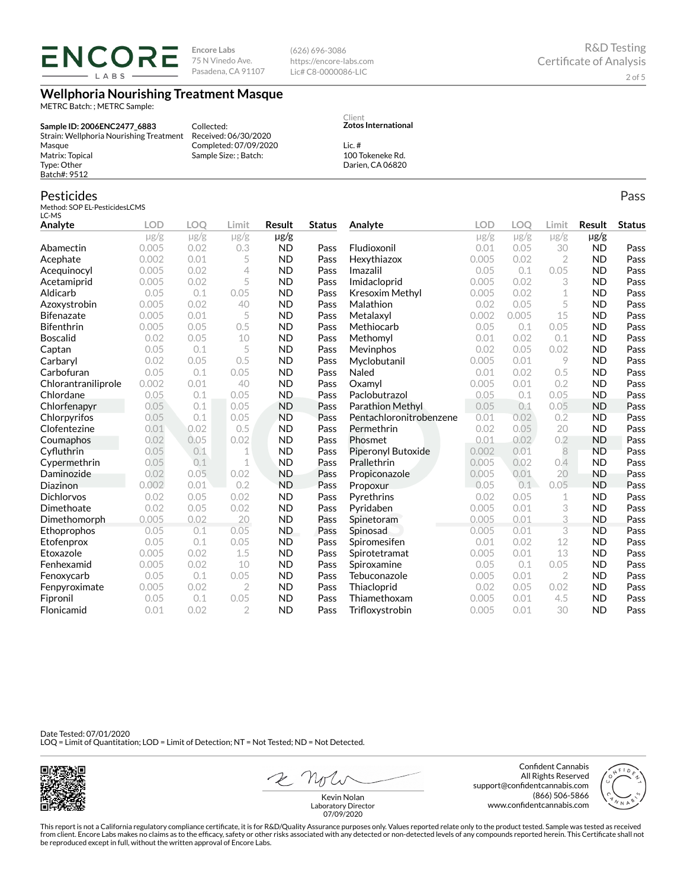**Encore Labs**
75 N Vinedo Ave.
Pasadena, CA 91107

(626) 696-3086
https://encore-labs.com
Lic# C8-0000086-LIC

R&D Testing
Certificate of Analysis

# Wellphoria Nourishing Treatment Masque

METRC Batch: ; METRC Sample:

**Sample ID: 2006ENC2477_6883**
Strain: Wellphoria Nourishing Treatment Masque
Matrix: Topical
Type: Other
Batch#: 9512

Collected:
Received: 06/30/2020
Completed: 07/09/2020
Sample Size: ; Batch:

Client
**Zotos International**

Lic. #
100 Tokeneke Rd.
Darien, CA 06820

## Pesticides

Pass

Method: SOP EL-PesticidesLCMS
LC-MS

| Analyte | LOD | LOQ | Limit | Result | Status |
|---|---|---|---|---|---|
| | μg/g | μg/g | μg/g | μg/g | |
| Abamectin | 0.005 | 0.02 | 0.3 | ND | Pass |
| Acephate | 0.002 | 0.01 | 5 | ND | Pass |
| Acequinocyl | 0.005 | 0.02 | 4 | ND | Pass |
| Acetamiprid | 0.005 | 0.02 | 5 | ND | Pass |
| Aldicarb | 0.05 | 0.1 | 0.05 | ND | Pass |
| Azoxystrobin | 0.005 | 0.02 | 40 | ND | Pass |
| Bifenazate | 0.005 | 0.01 | 5 | ND | Pass |
| Bifenthrin | 0.005 | 0.05 | 0.5 | ND | Pass |
| Boscalid | 0.02 | 0.05 | 10 | ND | Pass |
| Captan | 0.05 | 0.1 | 5 | ND | Pass |
| Carbaryl | 0.02 | 0.05 | 0.5 | ND | Pass |
| Carbofuran | 0.05 | 0.1 | 0.05 | ND | Pass |
| Chlorantraniliprole | 0.002 | 0.01 | 40 | ND | Pass |
| Chlordane | 0.05 | 0.1 | 0.05 | ND | Pass |
| Chlorfenapyr | 0.05 | 0.1 | 0.05 | ND | Pass |
| Chlorpyrifos | 0.05 | 0.1 | 0.05 | ND | Pass |
| Clofentezine | 0.01 | 0.02 | 0.5 | ND | Pass |
| Coumaphos | 0.02 | 0.05 | 0.02 | ND | Pass |
| Cyfluthrin | 0.05 | 0.1 | 1 | ND | Pass |
| Cypermethrin | 0.05 | 0.1 | 1 | ND | Pass |
| Daminozide | 0.02 | 0.05 | 0.02 | ND | Pass |
| Diazinon | 0.002 | 0.01 | 0.2 | ND | Pass |
| Dichlorvos | 0.02 | 0.05 | 0.02 | ND | Pass |
| Dimethoate | 0.02 | 0.05 | 0.02 | ND | Pass |
| Dimethomorph | 0.005 | 0.02 | 20 | ND | Pass |
| Ethoprophos | 0.05 | 0.1 | 0.05 | ND | Pass |
| Etofenprox | 0.05 | 0.1 | 0.05 | ND | Pass |
| Etoxazole | 0.005 | 0.02 | 1.5 | ND | Pass |
| Fenhexamid | 0.005 | 0.02 | 10 | ND | Pass |
| Fenoxycarb | 0.05 | 0.1 | 0.05 | ND | Pass |
| Fenpyroximate | 0.005 | 0.02 | 2 | ND | Pass |
| Fipronil | 0.05 | 0.1 | 0.05 | ND | Pass |
| Flonicamid | 0.01 | 0.02 | 2 | ND | Pass |
| Fludioxonil | 0.01 | 0.05 | 30 | ND | Pass |
| Hexythiazox | 0.005 | 0.02 | 2 | ND | Pass |
| Imazalil | 0.05 | 0.1 | 0.05 | ND | Pass |
| Imidacloprid | 0.005 | 0.02 | 3 | ND | Pass |
| Kresoxim Methyl | 0.005 | 0.02 | 1 | ND | Pass |
| Malathion | 0.02 | 0.05 | 5 | ND | Pass |
| Metalaxyl | 0.002 | 0.005 | 15 | ND | Pass |
| Methiocarb | 0.05 | 0.1 | 0.05 | ND | Pass |
| Methomyl | 0.01 | 0.02 | 0.1 | ND | Pass |
| Mevinphos | 0.02 | 0.05 | 0.02 | ND | Pass |
| Myclobutanil | 0.005 | 0.01 | 9 | ND | Pass |
| Naled | 0.01 | 0.02 | 0.5 | ND | Pass |
| Oxamyl | 0.005 | 0.01 | 0.2 | ND | Pass |
| Paclobutrazol | 0.05 | 0.1 | 0.05 | ND | Pass |
| Parathion Methyl | 0.05 | 0.1 | 0.05 | ND | Pass |
| Pentachloronitrobenzene | 0.01 | 0.02 | 0.2 | ND | Pass |
| Permethrin | 0.02 | 0.05 | 20 | ND | Pass |
| Phosmet | 0.01 | 0.02 | 0.2 | ND | Pass |
| Piperonyl Butoxide | 0.002 | 0.01 | 8 | ND | Pass |
| Prallethrin | 0.005 | 0.02 | 0.4 | ND | Pass |
| Propiconazole | 0.005 | 0.01 | 20 | ND | Pass |
| Propoxur | 0.05 | 0.1 | 0.05 | ND | Pass |
| Pyrethrins | 0.02 | 0.05 | 1 | ND | Pass |
| Pyridaben | 0.005 | 0.01 | 3 | ND | Pass |
| Spinetoram | 0.005 | 0.01 | 3 | ND | Pass |
| Spinosad | 0.005 | 0.01 | 3 | ND | Pass |
| Spiromesifen | 0.01 | 0.02 | 12 | ND | Pass |
| Spirotetramat | 0.005 | 0.01 | 13 | ND | Pass |
| Spiroxamine | 0.05 | 0.1 | 0.05 | ND | Pass |
| Tebuconazole | 0.005 | 0.01 | 2 | ND | Pass |
| Thiacloprid | 0.02 | 0.05 | 0.02 | ND | Pass |
| Thiamethoxam | 0.005 | 0.01 | 4.5 | ND | Pass |
| Trifloxystrobin | 0.005 | 0.01 | 30 | ND | Pass |

Date Tested: 07/01/2020
LOQ = Limit of Quantitation; LOD = Limit of Detection; NT = Not Tested; ND = Not Detected.

Kevin Nolan
Laboratory Director
07/09/2020

Confident Cannabis
All Rights Reserved
support@confidentcannabis.com
(866) 506-5866
www.confidentcannabis.com

This report is not a California regulatory compliance certificate, it is for R&D/Quality Assurance purposes only. Values reported relate only to the product tested. Sample was tested as received from client. Encore Labs makes no claims as to the efficacy, safety or other risks associated with any detected or non-detected levels of any compounds reported herein. This Certificate shall not be reproduced except in full, without the written approval of Encore Labs.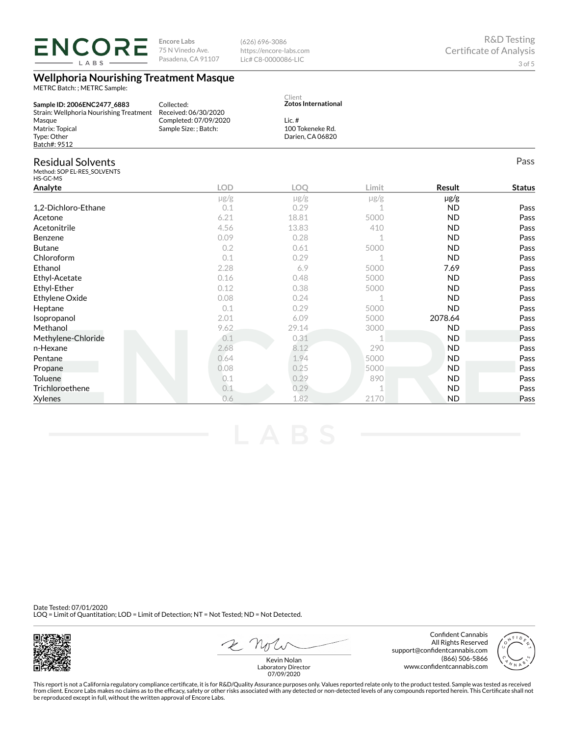**Encore Labs**
75 N Vinedo Ave.
Pasadena, CA 91107

(626) 696-3086
https://encore-labs.com
Lic# C8-0000086-LIC

R&D Testing
Certificate of Analysis

# Wellphoria Nourishing Treatment Masque

METRC Batch: ; METRC Sample:

**Sample ID: 2006ENC2477_6883**
Strain: Wellphoria Nourishing Treatment Masque
Matrix: Topical
Type: Other
Batch#: 9512

Collected:
Received: 06/30/2020
Completed: 07/09/2020
Sample Size: ; Batch:

Client
**Zotos International**
Lic. #
100 Tokeneke Rd.
Darien, CA 06820

## Residual Solvents

Pass

Method: SOP EL-RES_SOLVENTS
HS-GC-MS

| Analyte | LOD | LOQ | Limit | Result | Status |
|---|---|---|---|---|---|
| | μg/g | μg/g | μg/g | μg/g | |
| 1,2-Dichloro-Ethane | 0.1 | 0.29 | 1 | ND | Pass |
| Acetone | 6.21 | 18.81 | 5000 | ND | Pass |
| Acetonitrile | 4.56 | 13.83 | 410 | ND | Pass |
| Benzene | 0.09 | 0.28 | 1 | ND | Pass |
| Butane | 0.2 | 0.61 | 5000 | ND | Pass |
| Chloroform | 0.1 | 0.29 | 1 | ND | Pass |
| Ethanol | 2.28 | 6.9 | 5000 | 7.69 | Pass |
| Ethyl-Acetate | 0.16 | 0.48 | 5000 | ND | Pass |
| Ethyl-Ether | 0.12 | 0.38 | 5000 | ND | Pass |
| Ethylene Oxide | 0.08 | 0.24 | 1 | ND | Pass |
| Heptane | 0.1 | 0.29 | 5000 | ND | Pass |
| Isopropanol | 2.01 | 6.09 | 5000 | 2078.64 | Pass |
| Methanol | 9.62 | 29.14 | 3000 | ND | Pass |
| Methylene-Chloride | 0.1 | 0.31 | 1 | ND | Pass |
| n-Hexane | 2.68 | 8.12 | 290 | ND | Pass |
| Pentane | 0.64 | 1.94 | 5000 | ND | Pass |
| Propane | 0.08 | 0.25 | 5000 | ND | Pass |
| Toluene | 0.1 | 0.29 | 890 | ND | Pass |
| Trichloroethene | 0.1 | 0.29 | 1 | ND | Pass |
| Xylenes | 0.6 | 1.82 | 2170 | ND | Pass |

Date Tested: 07/01/2020
LOQ = Limit of Quantitation; LOD = Limit of Detection; NT = Not Tested; ND = Not Detected.

Kevin Nolan
Laboratory Director
07/09/2020

Confident Cannabis
All Rights Reserved
support@confidentcannabis.com
(866) 506-5866
www.confidentcannabis.com

This report is not a California regulatory compliance certificate, it is for R&D/Quality Assurance purposes only. Values reported relate only to the product tested. Sample was tested as received from client. Encore Labs makes no claims as to the efficacy, safety or other risks associated with any detected or non-detected levels of any compounds reported herein. This Certificate shall not be reproduced except in full, without the written approval of Encore Labs.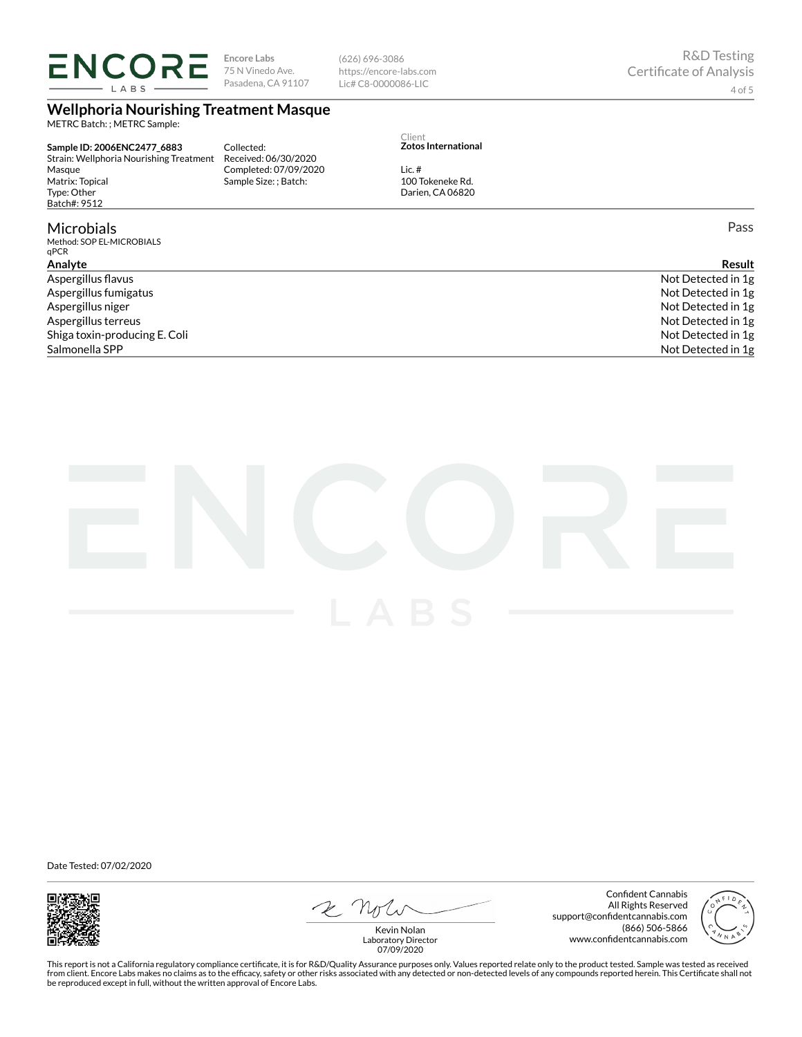**Encore Labs**
75 N Vinedo Ave.
Pasadena, CA 91107

(626) 696-3086
https://encore-labs.com
Lic# C8-0000086-LIC

R&D Testing
Certificate of Analysis

# Wellphoria Nourishing Treatment Masque

METRC Batch: ; METRC Sample:

**Sample ID: 2006ENC2477_6883**
Strain: Wellphoria Nourishing Treatment Masque
Matrix: Topical
Type: Other
Batch#: 9512

Collected:
Received: 06/30/2020
Completed: 07/09/2020
Sample Size: ; Batch:

Client
**Zotos International**

Lic. #
100 Tokeneke Rd.
Darien, CA 06820

## Microbials

Pass

Method: SOP EL-MICROBIALS
qPCR

| Analyte | Result |
|---|---|
| Aspergillus flavus | Not Detected in 1g |
| Aspergillus fumigatus | Not Detected in 1g |
| Aspergillus niger | Not Detected in 1g |
| Aspergillus terreus | Not Detected in 1g |
| Shiga toxin-producing E. Coli | Not Detected in 1g |
| Salmonella SPP | Not Detected in 1g |

Date Tested: 07/02/2020

Kevin Nolan
Laboratory Director
07/09/2020

Confident Cannabis
All Rights Reserved
support@confidentcannabis.com
(866) 506-5866
www.confidentcannabis.com

This report is not a California regulatory compliance certificate, it is for R&D/Quality Assurance purposes only. Values reported relate only to the product tested. Sample was tested as received from client. Encore Labs makes no claims as to the efficacy, safety or other risks associated with any detected or non-detected levels of any compounds reported herein. This Certificate shall not be reproduced except in full, without the written approval of Encore Labs.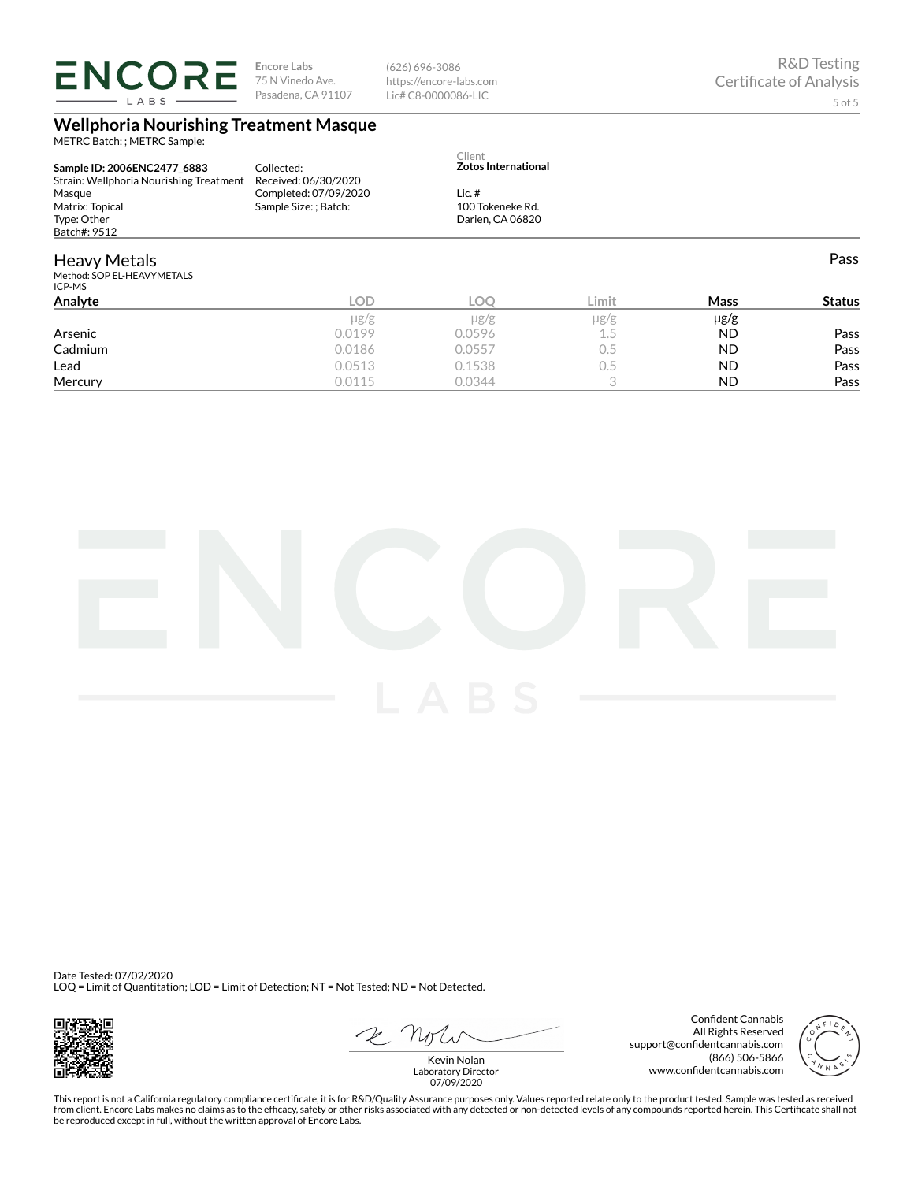**ENCORE LABS**

Encore Labs
75 N Vinedo Ave.
Pasadena, CA 91107

(626) 696-3086
https://encore-labs.com
Lic# C8-0000086-LIC

R&D Testing
Certificate of Analysis

## Wellphoria Nourishing Treatment Masque

METRC Batch: ; METRC Sample:

**Sample ID: 2006ENC2477_6883**
Strain: Wellphoria Nourishing Treatment Masque
Matrix: Topical
Type: Other
Batch#: 9512

Collected:
Received: 06/30/2020
Completed: 07/09/2020
Sample Size: ; Batch:

Client
**Zotos International**
Lic. #
100 Tokeneke Rd.
Darien, CA 06820

## Heavy Metals

Pass

Method: SOP EL-HEAVYMETALS
ICP-MS

| Analyte | LOD | LOQ | Limit | Mass | Status |
|---|---|---|---|---|---|
| | μg/g | μg/g | μg/g | μg/g | |
| Arsenic | 0.0199 | 0.0596 | 1.5 | ND | Pass |
| Cadmium | 0.0186 | 0.0557 | 0.5 | ND | Pass |
| Lead | 0.0513 | 0.1538 | 0.5 | ND | Pass |
| Mercury | 0.0115 | 0.0344 | 3 | ND | Pass |

Date Tested: 07/02/2020
LOQ = Limit of Quantitation; LOD = Limit of Detection; NT = Not Tested; ND = Not Detected.

Kevin Nolan
Laboratory Director
07/09/2020

Confident Cannabis
All Rights Reserved
support@confidentcannabis.com
(866) 506-5866
www.confidentcannabis.com

This report is not a California regulatory compliance certificate, it is for R&D/Quality Assurance purposes only. Values reported relate only to the product tested. Sample was tested as received from client. Encore Labs makes no claims as to the efficacy, safety or other risks associated with any detected or non-detected levels of any compounds reported herein. This Certificate shall not be reproduced except in full, without the written approval of Encore Labs.